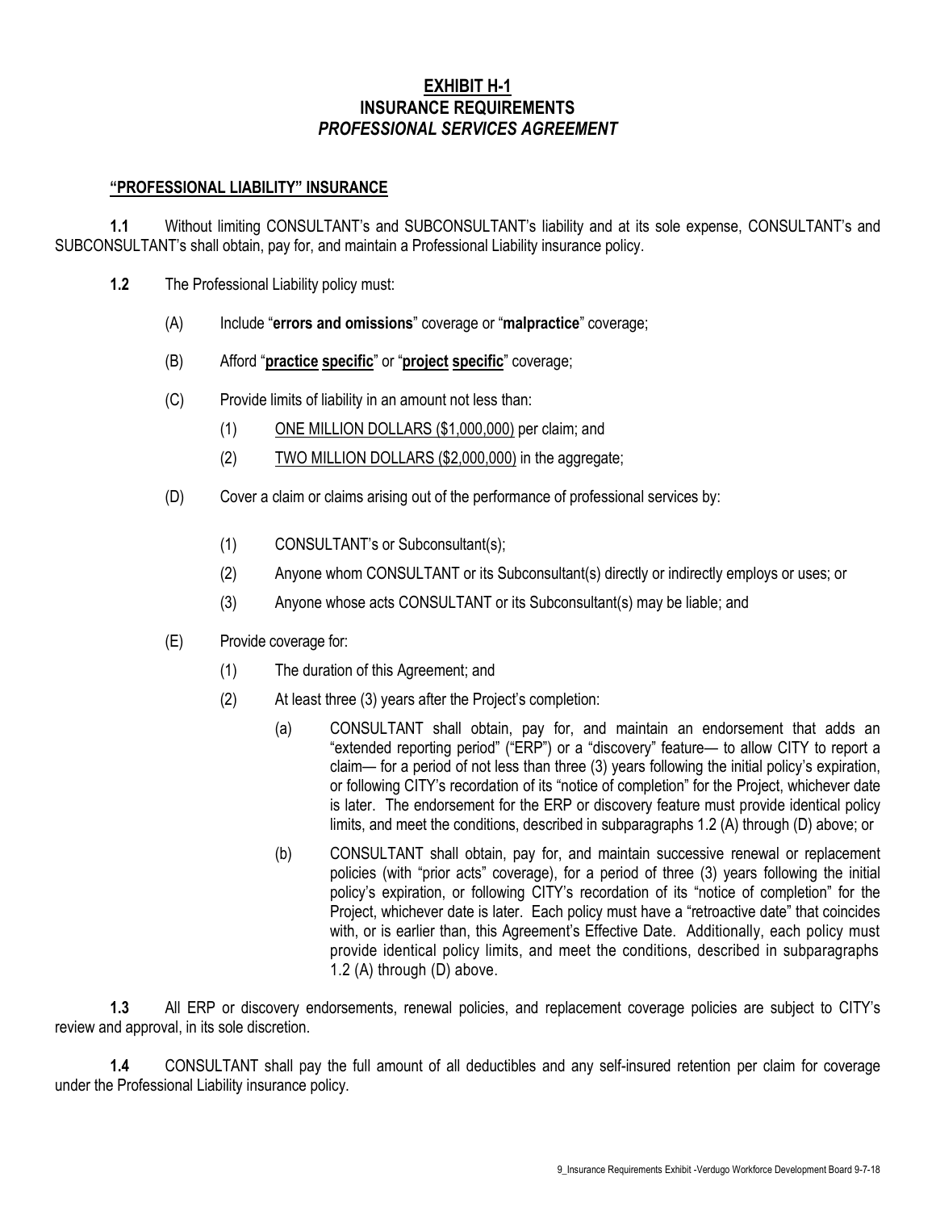# EXHIBIT H-1
# INSURANCE REQUIREMENTS
## *PROFESSIONAL SERVICES AGREEMENT*

### "PROFESSIONAL LIABILITY" INSURANCE

**1.1** Without limiting CONSULTANT's and SUBCONSULTANT's liability and at its sole expense, CONSULTANT's and SUBCONSULTANT's shall obtain, pay for, and maintain a Professional Liability insurance policy.

**1.2** The Professional Liability policy must:

(A) Include "**errors and omissions**" coverage or "**malpractice**" coverage;

(B) Afford "**practice specific**" or "**project specific**" coverage;

(C) Provide limits of liability in an amount not less than:

(1) ONE MILLION DOLLARS ($1,000,000) per claim; and

(2) TWO MILLION DOLLARS ($2,000,000) in the aggregate;

(D) Cover a claim or claims arising out of the performance of professional services by:

(1) CONSULTANT's or Subconsultant(s);

(2) Anyone whom CONSULTANT or its Subconsultant(s) directly or indirectly employs or uses; or

(3) Anyone whose acts CONSULTANT or its Subconsultant(s) may be liable; and

(E) Provide coverage for:

(1) The duration of this Agreement; and

(2) At least three (3) years after the Project's completion:

(a) CONSULTANT shall obtain, pay for, and maintain an endorsement that adds an "extended reporting period" ("ERP") or a "discovery" feature— to allow CITY to report a claim— for a period of not less than three (3) years following the initial policy's expiration, or following CITY's recordation of its "notice of completion" for the Project, whichever date is later. The endorsement for the ERP or discovery feature must provide identical policy limits, and meet the conditions, described in subparagraphs 1.2 (A) through (D) above; or

(b) CONSULTANT shall obtain, pay for, and maintain successive renewal or replacement policies (with "prior acts" coverage), for a period of three (3) years following the initial policy's expiration, or following CITY's recordation of its "notice of completion" for the Project, whichever date is later. Each policy must have a "retroactive date" that coincides with, or is earlier than, this Agreement's Effective Date. Additionally, each policy must provide identical policy limits, and meet the conditions, described in subparagraphs 1.2 (A) through (D) above.

**1.3** All ERP or discovery endorsements, renewal policies, and replacement coverage policies are subject to CITY's review and approval, in its sole discretion.

**1.4** CONSULTANT shall pay the full amount of all deductibles and any self-insured retention per claim for coverage under the Professional Liability insurance policy.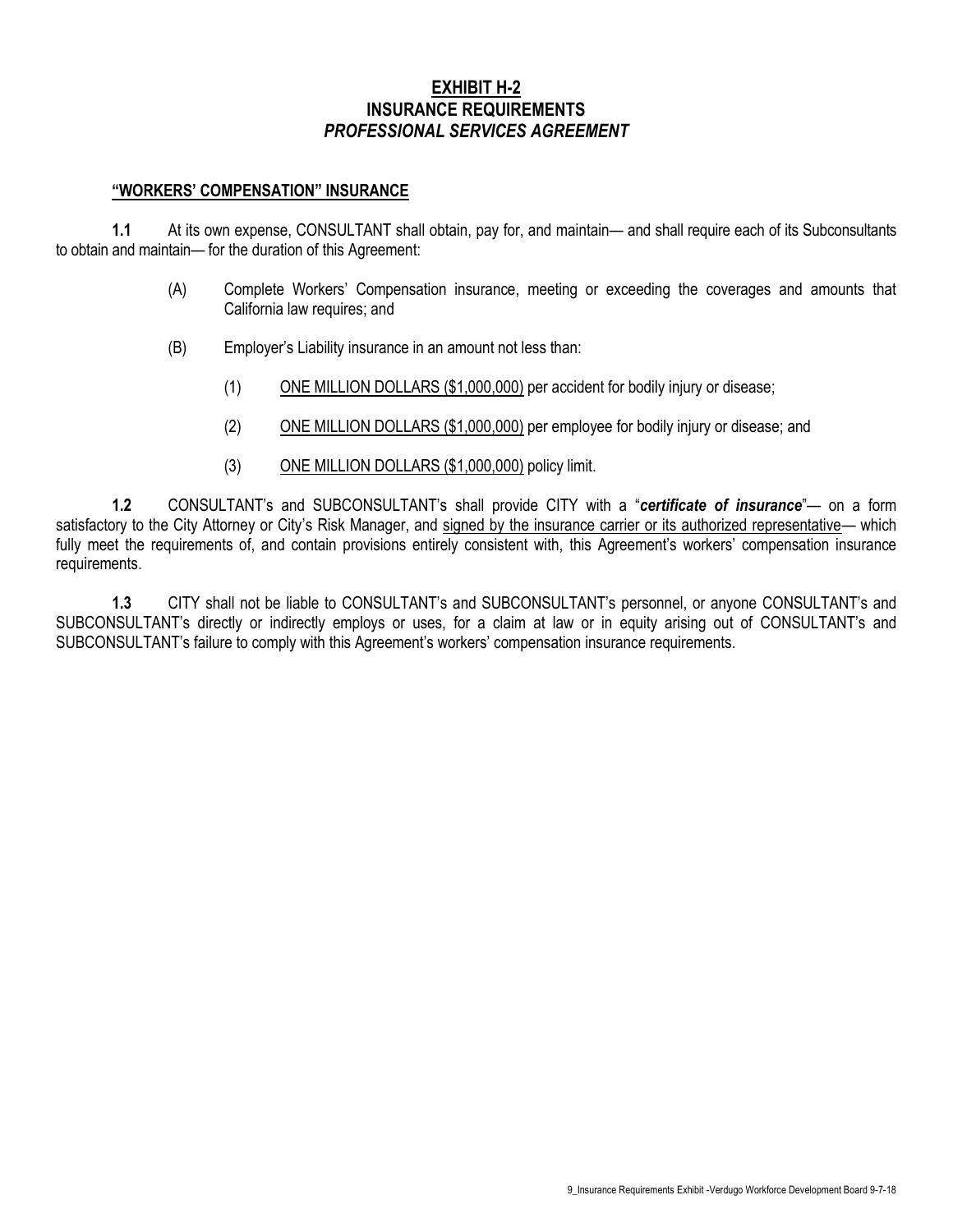# EXHIBIT H-2
## INSURANCE REQUIREMENTS
### *PROFESSIONAL SERVICES AGREEMENT*

**"WORKERS' COMPENSATION" INSURANCE**

**1.1** At its own expense, CONSULTANT shall obtain, pay for, and maintain— and shall require each of its Subconsultants to obtain and maintain— for the duration of this Agreement:

(A) Complete Workers' Compensation insurance, meeting or exceeding the coverages and amounts that California law requires; and

(B) Employer's Liability insurance in an amount not less than:

(1) ONE MILLION DOLLARS ($1,000,000) per accident for bodily injury or disease;

(2) ONE MILLION DOLLARS ($1,000,000) per employee for bodily injury or disease; and

(3) ONE MILLION DOLLARS ($1,000,000) policy limit.

**1.2** CONSULTANT's and SUBCONSULTANT's shall provide CITY with a "***certificate of insurance***"— on a form satisfactory to the City Attorney or City's Risk Manager, and signed by the insurance carrier or its authorized representative— which fully meet the requirements of, and contain provisions entirely consistent with, this Agreement's workers' compensation insurance requirements.

**1.3** CITY shall not be liable to CONSULTANT's and SUBCONSULTANT's personnel, or anyone CONSULTANT's and SUBCONSULTANT's directly or indirectly employs or uses, for a claim at law or in equity arising out of CONSULTANT's and SUBCONSULTANT's failure to comply with this Agreement's workers' compensation insurance requirements.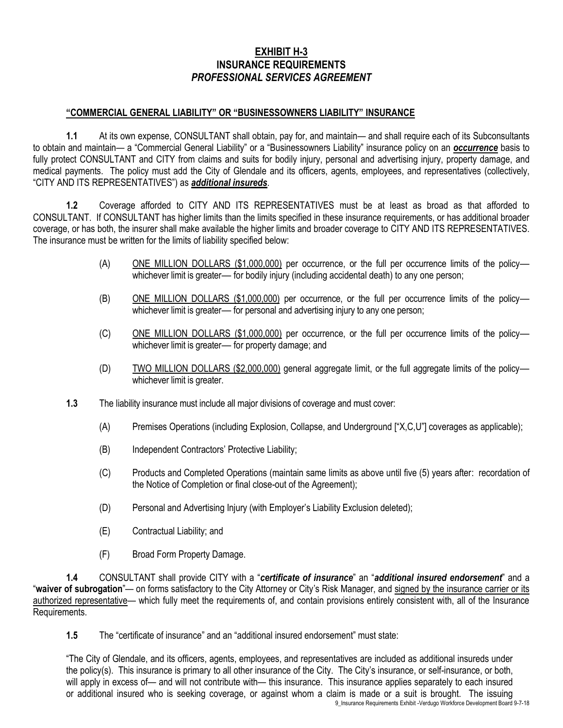# EXHIBIT H-3
# INSURANCE REQUIREMENTS
# *PROFESSIONAL SERVICES AGREEMENT*

## "COMMERCIAL GENERAL LIABILITY" OR "BUSINESSOWNERS LIABILITY" INSURANCE

**1.1** At its own expense, CONSULTANT shall obtain, pay for, and maintain— and shall require each of its Subconsultants to obtain and maintain— a "Commercial General Liability" or a "Businessowners Liability" insurance policy on an ***occurrence*** basis to fully protect CONSULTANT and CITY from claims and suits for bodily injury, personal and advertising injury, property damage, and medical payments. The policy must add the City of Glendale and its officers, agents, employees, and representatives (collectively, "CITY AND ITS REPRESENTATIVES") as ***additional insureds***.

**1.2** Coverage afforded to CITY AND ITS REPRESENTATIVES must be at least as broad as that afforded to CONSULTANT. If CONSULTANT has higher limits than the limits specified in these insurance requirements, or has additional broader coverage, or has both, the insurer shall make available the higher limits and broader coverage to CITY AND ITS REPRESENTATIVES. The insurance must be written for the limits of liability specified below:

(A) ONE MILLION DOLLARS ($1,000,000) per occurrence, or the full per occurrence limits of the policy— whichever limit is greater— for bodily injury (including accidental death) to any one person;

(B) ONE MILLION DOLLARS ($1,000,000) per occurrence, or the full per occurrence limits of the policy— whichever limit is greater— for personal and advertising injury to any one person;

(C) ONE MILLION DOLLARS ($1,000,000) per occurrence, or the full per occurrence limits of the policy— whichever limit is greater— for property damage; and

(D) TWO MILLION DOLLARS ($2,000,000) general aggregate limit, or the full aggregate limits of the policy— whichever limit is greater.

**1.3** The liability insurance must include all major divisions of coverage and must cover:

(A) Premises Operations (including Explosion, Collapse, and Underground ["X,C,U"] coverages as applicable);

(B) Independent Contractors' Protective Liability;

(C) Products and Completed Operations (maintain same limits as above until five (5) years after: recordation of the Notice of Completion or final close-out of the Agreement);

(D) Personal and Advertising Injury (with Employer's Liability Exclusion deleted);

(E) Contractual Liability; and

(F) Broad Form Property Damage.

**1.4** CONSULTANT shall provide CITY with a "***certificate of insurance***" an "***additional insured endorsement***" and a "**waiver of subrogation**"— on forms satisfactory to the City Attorney or City's Risk Manager, and signed by the insurance carrier or its authorized representative— which fully meet the requirements of, and contain provisions entirely consistent with, all of the Insurance Requirements.

**1.5** The "certificate of insurance" and an "additional insured endorsement" must state:

"The City of Glendale, and its officers, agents, employees, and representatives are included as additional insureds under the policy(s). This insurance is primary to all other insurance of the City. The City's insurance, or self-insurance, or both, will apply in excess of— and will not contribute with— this insurance. This insurance applies separately to each insured or additional insured who is seeking coverage, or against whom a claim is made or a suit is brought. The issuing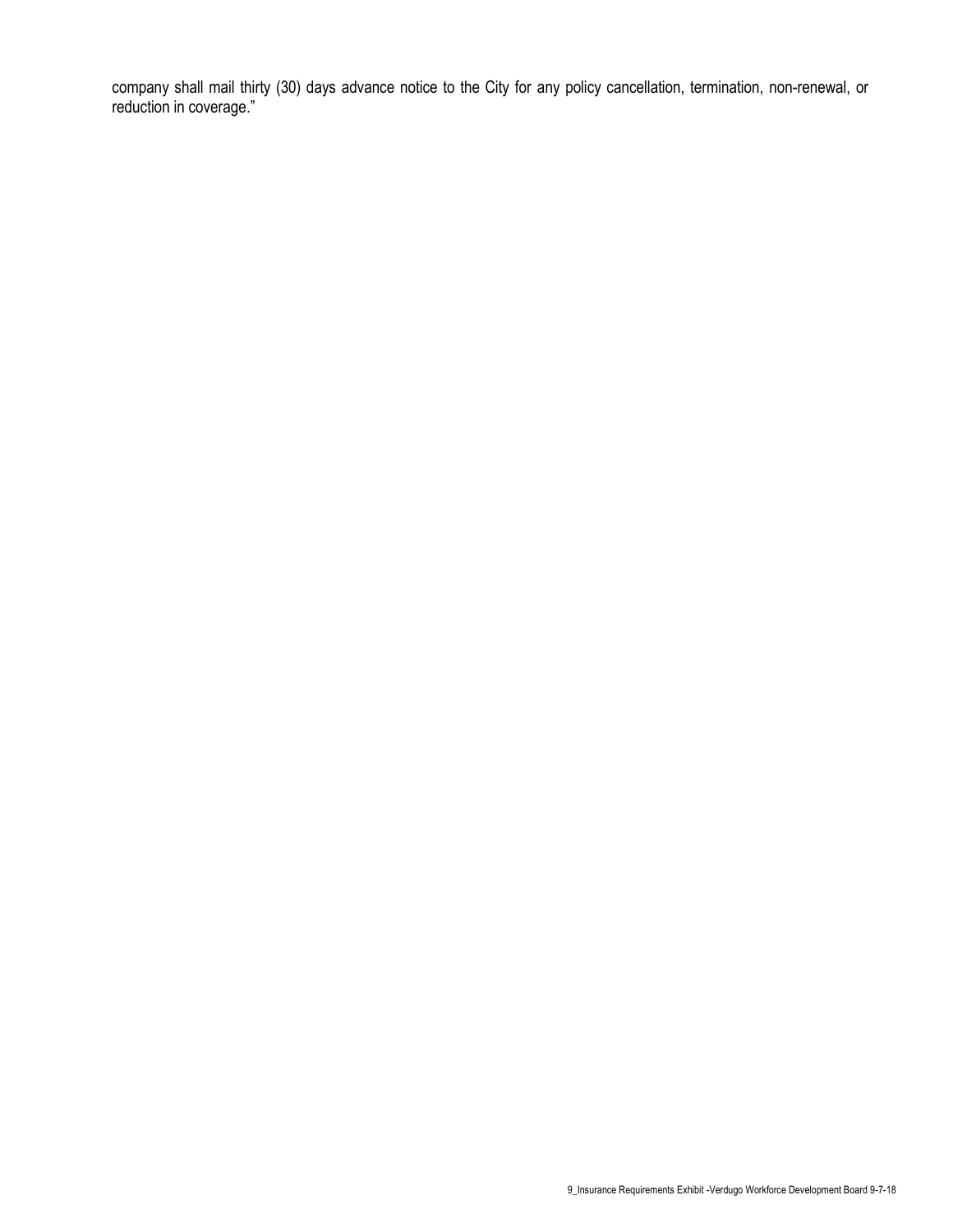company shall mail thirty (30) days advance notice to the City for any policy cancellation, termination, non-renewal, or reduction in coverage."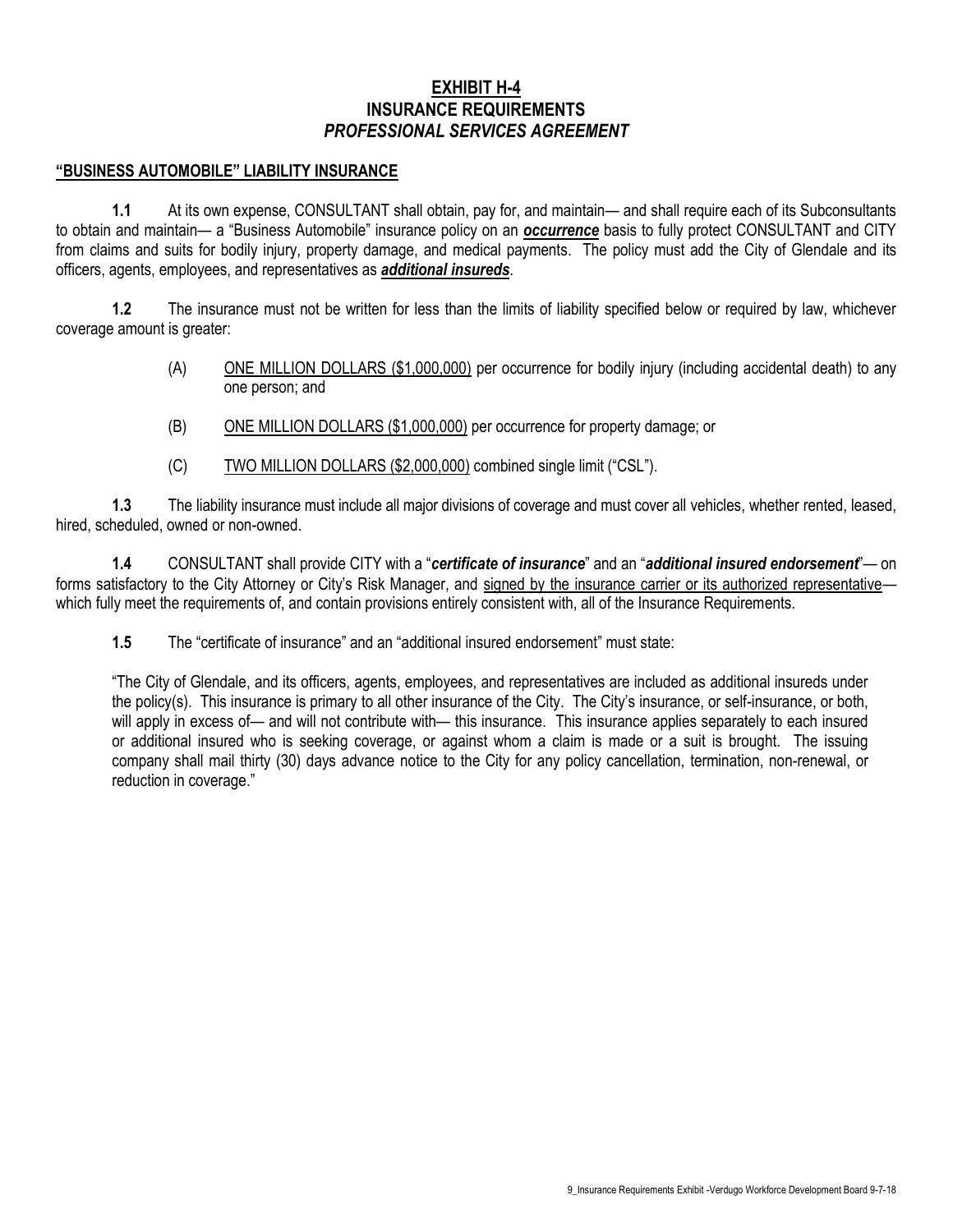# EXHIBIT H-4
# INSURANCE REQUIREMENTS
## *PROFESSIONAL SERVICES AGREEMENT*

**"BUSINESS AUTOMOBILE" LIABILITY INSURANCE**

**1.1** At its own expense, CONSULTANT shall obtain, pay for, and maintain— and shall require each of its Subconsultants to obtain and maintain— a "Business Automobile" insurance policy on an ***occurrence*** basis to fully protect CONSULTANT and CITY from claims and suits for bodily injury, property damage, and medical payments. The policy must add the City of Glendale and its officers, agents, employees, and representatives as ***additional insureds***.

**1.2** The insurance must not be written for less than the limits of liability specified below or required by law, whichever coverage amount is greater:

(A) ONE MILLION DOLLARS ($1,000,000) per occurrence for bodily injury (including accidental death) to any one person; and

(B) ONE MILLION DOLLARS ($1,000,000) per occurrence for property damage; or

(C) TWO MILLION DOLLARS ($2,000,000) combined single limit ("CSL").

**1.3** The liability insurance must include all major divisions of coverage and must cover all vehicles, whether rented, leased, hired, scheduled, owned or non-owned.

**1.4** CONSULTANT shall provide CITY with a "***certificate of insurance***" and an "***additional insured endorsement***"— on forms satisfactory to the City Attorney or City's Risk Manager, and signed by the insurance carrier or its authorized representative— which fully meet the requirements of, and contain provisions entirely consistent with, all of the Insurance Requirements.

**1.5** The "certificate of insurance" and an "additional insured endorsement" must state:

"The City of Glendale, and its officers, agents, employees, and representatives are included as additional insureds under the policy(s). This insurance is primary to all other insurance of the City. The City's insurance, or self-insurance, or both, will apply in excess of— and will not contribute with— this insurance. This insurance applies separately to each insured or additional insured who is seeking coverage, or against whom a claim is made or a suit is brought. The issuing company shall mail thirty (30) days advance notice to the City for any policy cancellation, termination, non-renewal, or reduction in coverage."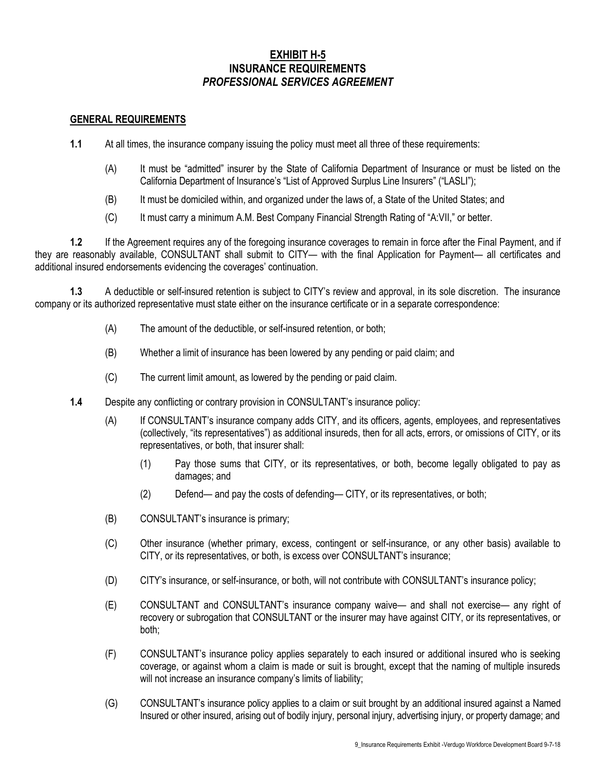# EXHIBIT H-5
## INSURANCE REQUIREMENTS
## *PROFESSIONAL SERVICES AGREEMENT*

### GENERAL REQUIREMENTS

**1.1** At all times, the insurance company issuing the policy must meet all three of these requirements:

- (A) It must be "admitted" insurer by the State of California Department of Insurance or must be listed on the California Department of Insurance's "List of Approved Surplus Line Insurers" ("LASLI");
- (B) It must be domiciled within, and organized under the laws of, a State of the United States; and
- (C) It must carry a minimum A.M. Best Company Financial Strength Rating of "A:VII," or better.

**1.2** If the Agreement requires any of the foregoing insurance coverages to remain in force after the Final Payment, and if they are reasonably available, CONSULTANT shall submit to CITY— with the final Application for Payment— all certificates and additional insured endorsements evidencing the coverages' continuation.

**1.3** A deductible or self-insured retention is subject to CITY's review and approval, in its sole discretion. The insurance company or its authorized representative must state either on the insurance certificate or in a separate correspondence:

- (A) The amount of the deductible, or self-insured retention, or both;
- (B) Whether a limit of insurance has been lowered by any pending or paid claim; and
- (C) The current limit amount, as lowered by the pending or paid claim.

**1.4** Despite any conflicting or contrary provision in CONSULTANT's insurance policy:

- (A) If CONSULTANT's insurance company adds CITY, and its officers, agents, employees, and representatives (collectively, "its representatives") as additional insureds, then for all acts, errors, or omissions of CITY, or its representatives, or both, that insurer shall:
  - (1) Pay those sums that CITY, or its representatives, or both, become legally obligated to pay as damages; and
  - (2) Defend— and pay the costs of defending— CITY, or its representatives, or both;
- (B) CONSULTANT's insurance is primary;
- (C) Other insurance (whether primary, excess, contingent or self-insurance, or any other basis) available to CITY, or its representatives, or both, is excess over CONSULTANT's insurance;
- (D) CITY's insurance, or self-insurance, or both, will not contribute with CONSULTANT's insurance policy;
- (E) CONSULTANT and CONSULTANT's insurance company waive— and shall not exercise— any right of recovery or subrogation that CONSULTANT or the insurer may have against CITY, or its representatives, or both;
- (F) CONSULTANT's insurance policy applies separately to each insured or additional insured who is seeking coverage, or against whom a claim is made or suit is brought, except that the naming of multiple insureds will not increase an insurance company's limits of liability;
- (G) CONSULTANT's insurance policy applies to a claim or suit brought by an additional insured against a Named Insured or other insured, arising out of bodily injury, personal injury, advertising injury, or property damage; and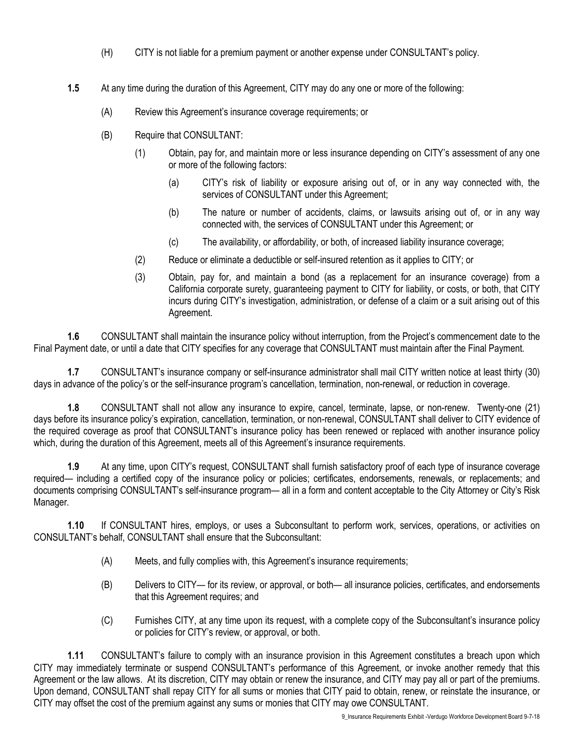(H) CITY is not liable for a premium payment or another expense under CONSULTANT's policy.

**1.5** At any time during the duration of this Agreement, CITY may do any one or more of the following:

(A) Review this Agreement's insurance coverage requirements; or

(B) Require that CONSULTANT:

(1) Obtain, pay for, and maintain more or less insurance depending on CITY's assessment of any one or more of the following factors:

(a) CITY's risk of liability or exposure arising out of, or in any way connected with, the services of CONSULTANT under this Agreement;

(b) The nature or number of accidents, claims, or lawsuits arising out of, or in any way connected with, the services of CONSULTANT under this Agreement; or

(c) The availability, or affordability, or both, of increased liability insurance coverage;

(2) Reduce or eliminate a deductible or self-insured retention as it applies to CITY; or

(3) Obtain, pay for, and maintain a bond (as a replacement for an insurance coverage) from a California corporate surety, guaranteeing payment to CITY for liability, or costs, or both, that CITY incurs during CITY's investigation, administration, or defense of a claim or a suit arising out of this Agreement.

**1.6** CONSULTANT shall maintain the insurance policy without interruption, from the Project's commencement date to the Final Payment date, or until a date that CITY specifies for any coverage that CONSULTANT must maintain after the Final Payment.

**1.7** CONSULTANT's insurance company or self-insurance administrator shall mail CITY written notice at least thirty (30) days in advance of the policy's or the self-insurance program's cancellation, termination, non-renewal, or reduction in coverage.

**1.8** CONSULTANT shall not allow any insurance to expire, cancel, terminate, lapse, or non-renew. Twenty-one (21) days before its insurance policy's expiration, cancellation, termination, or non-renewal, CONSULTANT shall deliver to CITY evidence of the required coverage as proof that CONSULTANT's insurance policy has been renewed or replaced with another insurance policy which, during the duration of this Agreement, meets all of this Agreement's insurance requirements.

**1.9** At any time, upon CITY's request, CONSULTANT shall furnish satisfactory proof of each type of insurance coverage required— including a certified copy of the insurance policy or policies; certificates, endorsements, renewals, or replacements; and documents comprising CONSULTANT's self-insurance program— all in a form and content acceptable to the City Attorney or City's Risk Manager.

**1.10** If CONSULTANT hires, employs, or uses a Subconsultant to perform work, services, operations, or activities on CONSULTANT's behalf, CONSULTANT shall ensure that the Subconsultant:

(A) Meets, and fully complies with, this Agreement's insurance requirements;

(B) Delivers to CITY— for its review, or approval, or both— all insurance policies, certificates, and endorsements that this Agreement requires; and

(C) Furnishes CITY, at any time upon its request, with a complete copy of the Subconsultant's insurance policy or policies for CITY's review, or approval, or both.

**1.11** CONSULTANT's failure to comply with an insurance provision in this Agreement constitutes a breach upon which CITY may immediately terminate or suspend CONSULTANT's performance of this Agreement, or invoke another remedy that this Agreement or the law allows. At its discretion, CITY may obtain or renew the insurance, and CITY may pay all or part of the premiums. Upon demand, CONSULTANT shall repay CITY for all sums or monies that CITY paid to obtain, renew, or reinstate the insurance, or CITY may offset the cost of the premium against any sums or monies that CITY may owe CONSULTANT.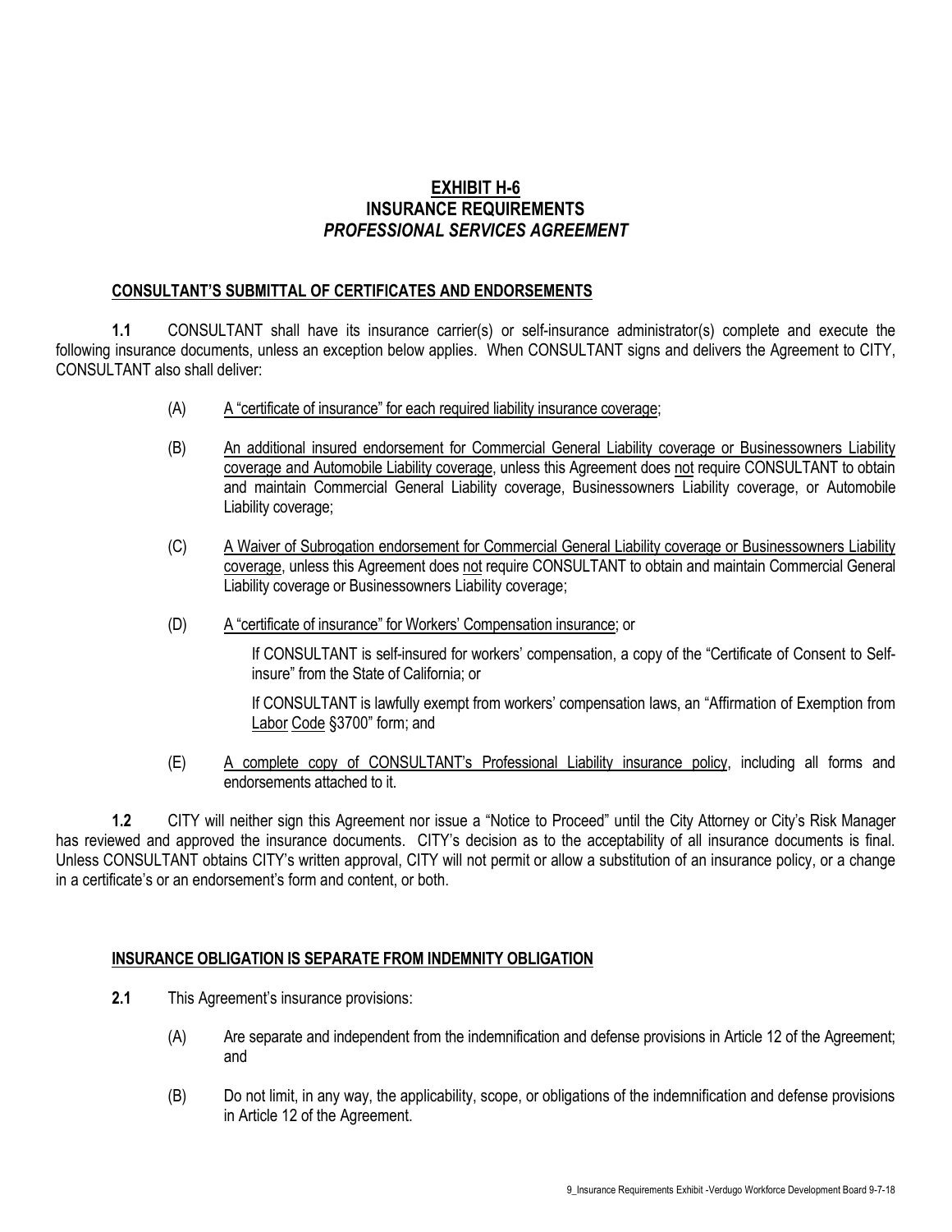# EXHIBIT H-6
# INSURANCE REQUIREMENTS
## *PROFESSIONAL SERVICES AGREEMENT*

### CONSULTANT'S SUBMITTAL OF CERTIFICATES AND ENDORSEMENTS

**1.1** CONSULTANT shall have its insurance carrier(s) or self-insurance administrator(s) complete and execute the following insurance documents, unless an exception below applies. When CONSULTANT signs and delivers the Agreement to CITY, CONSULTANT also shall deliver:

(A) A "certificate of insurance" for each required liability insurance coverage;

(B) An additional insured endorsement for Commercial General Liability coverage or Businessowners Liability coverage and Automobile Liability coverage, unless this Agreement does not require CONSULTANT to obtain and maintain Commercial General Liability coverage, Businessowners Liability coverage, or Automobile Liability coverage;

(C) A Waiver of Subrogation endorsement for Commercial General Liability coverage or Businessowners Liability coverage, unless this Agreement does not require CONSULTANT to obtain and maintain Commercial General Liability coverage or Businessowners Liability coverage;

(D) A "certificate of insurance" for Workers' Compensation insurance; or

If CONSULTANT is self-insured for workers' compensation, a copy of the "Certificate of Consent to Self-insure" from the State of California; or

If CONSULTANT is lawfully exempt from workers' compensation laws, an "Affirmation of Exemption from Labor Code §3700" form; and

(E) A complete copy of CONSULTANT's Professional Liability insurance policy, including all forms and endorsements attached to it.

**1.2** CITY will neither sign this Agreement nor issue a "Notice to Proceed" until the City Attorney or City's Risk Manager has reviewed and approved the insurance documents. CITY's decision as to the acceptability of all insurance documents is final. Unless CONSULTANT obtains CITY's written approval, CITY will not permit or allow a substitution of an insurance policy, or a change in a certificate's or an endorsement's form and content, or both.

### INSURANCE OBLIGATION IS SEPARATE FROM INDEMNITY OBLIGATION

**2.1** This Agreement's insurance provisions:

(A) Are separate and independent from the indemnification and defense provisions in Article 12 of the Agreement; and

(B) Do not limit, in any way, the applicability, scope, or obligations of the indemnification and defense provisions in Article 12 of the Agreement.